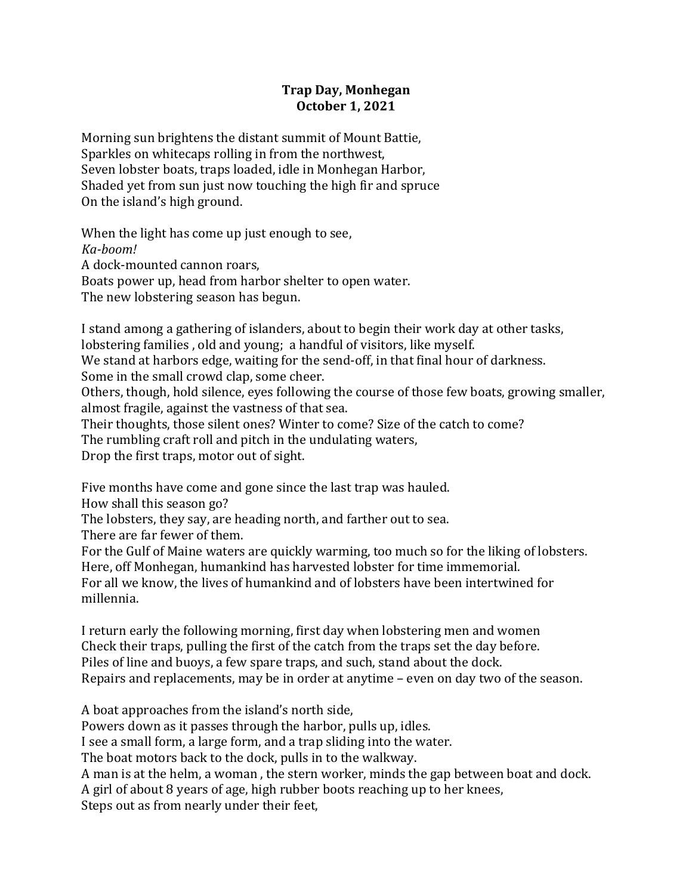**Trap Day, Monhegan**
**October 1, 2021**

Morning sun brightens the distant summit of Mount Battie,
Sparkles on whitecaps rolling in from the northwest,
Seven lobster boats, traps loaded, idle in Monhegan Harbor,
Shaded yet from sun just now touching the high fir and spruce
On the island's high ground.

When the light has come up just enough to see,
*Ka-boom!*
A dock-mounted cannon roars,
Boats power up, head from harbor shelter to open water.
The new lobstering season has begun.

I stand among a gathering of islanders, about to begin their work day at other tasks,
lobstering families , old and young;  a handful of visitors, like myself.
We stand at harbors edge, waiting for the send-off, in that final hour of darkness.
Some in the small crowd clap, some cheer.
Others, though, hold silence, eyes following the course of those few boats, growing smaller, almost fragile, against the vastness of that sea.
Their thoughts, those silent ones? Winter to come? Size of the catch to come?
The rumbling craft roll and pitch in the undulating waters,
Drop the first traps, motor out of sight.

Five months have come and gone since the last trap was hauled.
How shall this season go?
The lobsters, they say, are heading north, and farther out to sea.
There are far fewer of them.
For the Gulf of Maine waters are quickly warming, too much so for the liking of lobsters.
Here, off Monhegan, humankind has harvested lobster for time immemorial.
For all we know, the lives of humankind and of lobsters have been intertwined for millennia.

I return early the following morning, first day when lobstering men and women
Check their traps, pulling the first of the catch from the traps set the day before.
Piles of line and buoys, a few spare traps, and such, stand about the dock.
Repairs and replacements, may be in order at anytime – even on day two of the season.

A boat approaches from the island's north side,
Powers down as it passes through the harbor, pulls up, idles.
I see a small form, a large form, and a trap sliding into the water.
The boat motors back to the dock, pulls in to the walkway.
A man is at the helm, a woman , the stern worker, minds the gap between boat and dock.
A girl of about 8 years of age, high rubber boots reaching up to her knees,
Steps out as from nearly under their feet,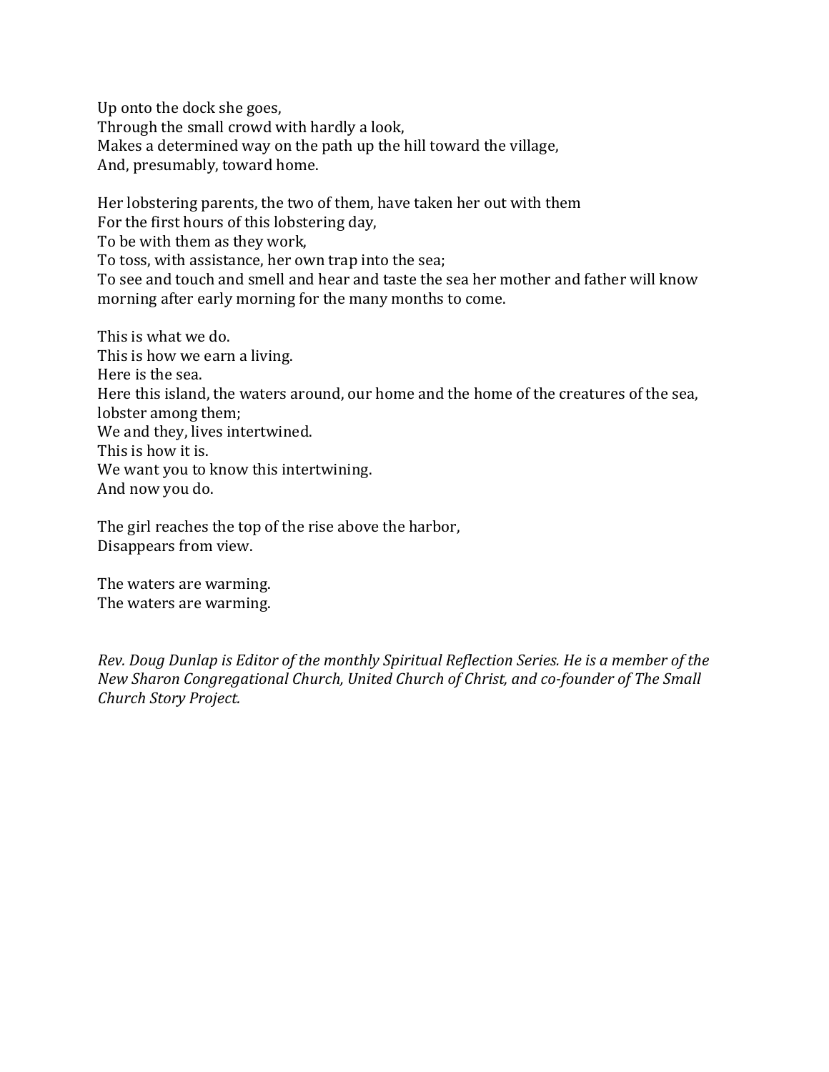Up onto the dock she goes,  
Through the small crowd with hardly a look,  
Makes a determined way on the path up the hill toward the village,  
And, presumably, toward home.

Her lobstering parents, the two of them, have taken her out with them  
For the first hours of this lobstering day,  
To be with them as they work,  
To toss, with assistance, her own trap into the sea;  
To see and touch and smell and hear and taste the sea her mother and father will know morning after early morning for the many months to come.

This is what we do.  
This is how we earn a living.  
Here is the sea.  
Here this island, the waters around, our home and the home of the creatures of the sea, lobster among them;  
We and they, lives intertwined.  
This is how it is.  
We want you to know this intertwining.  
And now you do.

The girl reaches the top of the rise above the harbor,  
Disappears from view.

The waters are warming.  
The waters are warming.

*Rev. Doug Dunlap is Editor of the monthly Spiritual Reflection Series. He is a member of the New Sharon Congregational Church, United Church of Christ, and co-founder of The Small Church Story Project.*